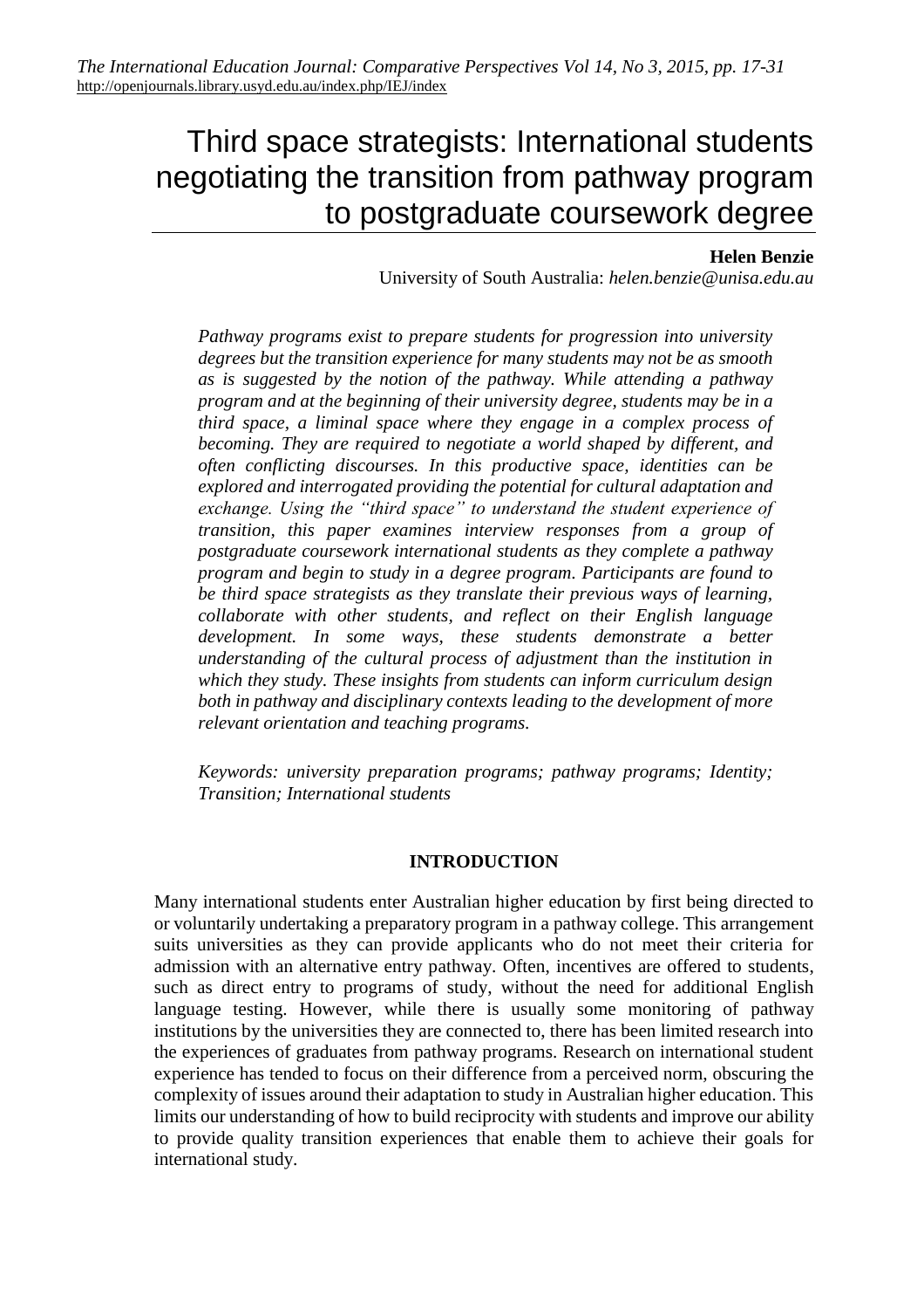# Third space strategists: International students negotiating the transition from pathway program to postgraduate coursework degree

**Helen Benzie**
University of South Australia: *helen.benzie@unisa.edu.au*

*Pathway programs exist to prepare students for progression into university degrees but the transition experience for many students may not be as smooth as is suggested by the notion of the pathway. While attending a pathway program and at the beginning of their university degree, students may be in a third space, a liminal space where they engage in a complex process of becoming. They are required to negotiate a world shaped by different, and often conflicting discourses. In this productive space, identities can be explored and interrogated providing the potential for cultural adaptation and exchange. Using the "third space" to understand the student experience of transition, this paper examines interview responses from a group of postgraduate coursework international students as they complete a pathway program and begin to study in a degree program. Participants are found to be third space strategists as they translate their previous ways of learning, collaborate with other students, and reflect on their English language development. In some ways, these students demonstrate a better understanding of the cultural process of adjustment than the institution in which they study. These insights from students can inform curriculum design both in pathway and disciplinary contexts leading to the development of more relevant orientation and teaching programs.*

*Keywords: university preparation programs; pathway programs; Identity; Transition; International students*

## INTRODUCTION

Many international students enter Australian higher education by first being directed to or voluntarily undertaking a preparatory program in a pathway college. This arrangement suits universities as they can provide applicants who do not meet their criteria for admission with an alternative entry pathway. Often, incentives are offered to students, such as direct entry to programs of study, without the need for additional English language testing. However, while there is usually some monitoring of pathway institutions by the universities they are connected to, there has been limited research into the experiences of graduates from pathway programs. Research on international student experience has tended to focus on their difference from a perceived norm, obscuring the complexity of issues around their adaptation to study in Australian higher education. This limits our understanding of how to build reciprocity with students and improve our ability to provide quality transition experiences that enable them to achieve their goals for international study.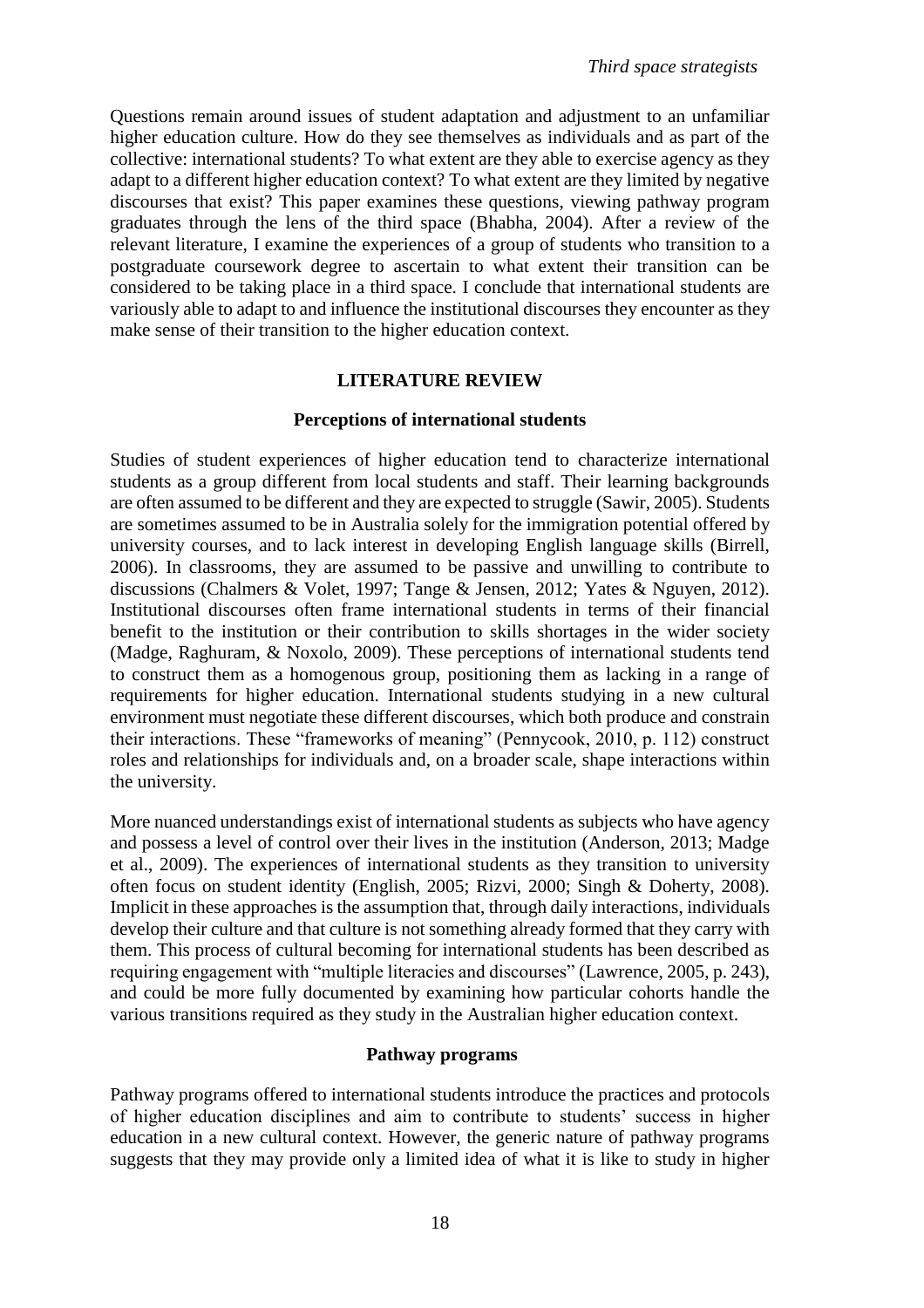Questions remain around issues of student adaptation and adjustment to an unfamiliar higher education culture. How do they see themselves as individuals and as part of the collective: international students? To what extent are they able to exercise agency as they adapt to a different higher education context? To what extent are they limited by negative discourses that exist? This paper examines these questions, viewing pathway program graduates through the lens of the third space (Bhabha, 2004). After a review of the relevant literature, I examine the experiences of a group of students who transition to a postgraduate coursework degree to ascertain to what extent their transition can be considered to be taking place in a third space. I conclude that international students are variously able to adapt to and influence the institutional discourses they encounter as they make sense of their transition to the higher education context.

## LITERATURE REVIEW

### Perceptions of international students

Studies of student experiences of higher education tend to characterize international students as a group different from local students and staff. Their learning backgrounds are often assumed to be different and they are expected to struggle (Sawir, 2005). Students are sometimes assumed to be in Australia solely for the immigration potential offered by university courses, and to lack interest in developing English language skills (Birrell, 2006). In classrooms, they are assumed to be passive and unwilling to contribute to discussions (Chalmers & Volet, 1997; Tange & Jensen, 2012; Yates & Nguyen, 2012). Institutional discourses often frame international students in terms of their financial benefit to the institution or their contribution to skills shortages in the wider society (Madge, Raghuram, & Noxolo, 2009). These perceptions of international students tend to construct them as a homogenous group, positioning them as lacking in a range of requirements for higher education. International students studying in a new cultural environment must negotiate these different discourses, which both produce and constrain their interactions. These "frameworks of meaning" (Pennycook, 2010, p. 112) construct roles and relationships for individuals and, on a broader scale, shape interactions within the university.

More nuanced understandings exist of international students as subjects who have agency and possess a level of control over their lives in the institution (Anderson, 2013; Madge et al., 2009). The experiences of international students as they transition to university often focus on student identity (English, 2005; Rizvi, 2000; Singh & Doherty, 2008). Implicit in these approaches is the assumption that, through daily interactions, individuals develop their culture and that culture is not something already formed that they carry with them. This process of cultural becoming for international students has been described as requiring engagement with "multiple literacies and discourses" (Lawrence, 2005, p. 243), and could be more fully documented by examining how particular cohorts handle the various transitions required as they study in the Australian higher education context.

### Pathway programs

Pathway programs offered to international students introduce the practices and protocols of higher education disciplines and aim to contribute to students' success in higher education in a new cultural context. However, the generic nature of pathway programs suggests that they may provide only a limited idea of what it is like to study in higher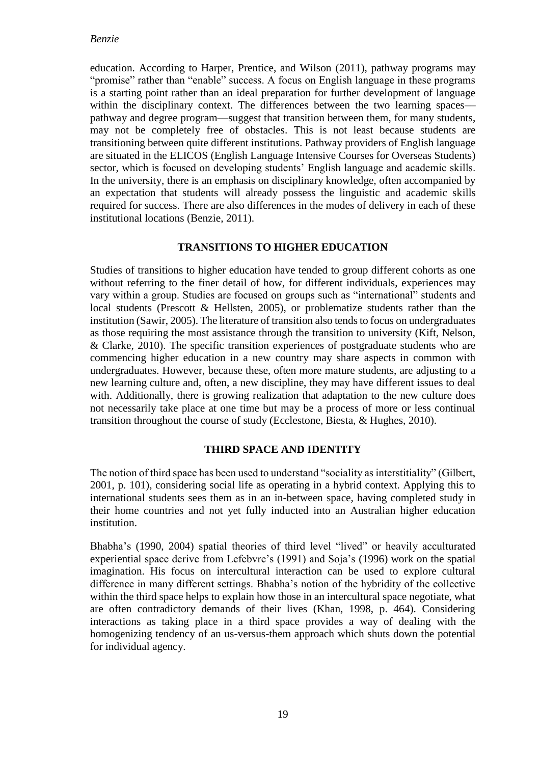education. According to Harper, Prentice, and Wilson (2011), pathway programs may "promise" rather than "enable" success. A focus on English language in these programs is a starting point rather than an ideal preparation for further development of language within the disciplinary context. The differences between the two learning spaces—pathway and degree program—suggest that transition between them, for many students, may not be completely free of obstacles. This is not least because students are transitioning between quite different institutions. Pathway providers of English language are situated in the ELICOS (English Language Intensive Courses for Overseas Students) sector, which is focused on developing students' English language and academic skills. In the university, there is an emphasis on disciplinary knowledge, often accompanied by an expectation that students will already possess the linguistic and academic skills required for success. There are also differences in the modes of delivery in each of these institutional locations (Benzie, 2011).

## TRANSITIONS TO HIGHER EDUCATION

Studies of transitions to higher education have tended to group different cohorts as one without referring to the finer detail of how, for different individuals, experiences may vary within a group. Studies are focused on groups such as "international" students and local students (Prescott & Hellsten, 2005), or problematize students rather than the institution (Sawir, 2005). The literature of transition also tends to focus on undergraduates as those requiring the most assistance through the transition to university (Kift, Nelson, & Clarke, 2010). The specific transition experiences of postgraduate students who are commencing higher education in a new country may share aspects in common with undergraduates. However, because these, often more mature students, are adjusting to a new learning culture and, often, a new discipline, they may have different issues to deal with. Additionally, there is growing realization that adaptation to the new culture does not necessarily take place at one time but may be a process of more or less continual transition throughout the course of study (Ecclestone, Biesta, & Hughes, 2010).

## THIRD SPACE AND IDENTITY

The notion of third space has been used to understand "sociality as interstitiality" (Gilbert, 2001, p. 101), considering social life as operating in a hybrid context. Applying this to international students sees them as in an in-between space, having completed study in their home countries and not yet fully inducted into an Australian higher education institution.

Bhabha's (1990, 2004) spatial theories of third level "lived" or heavily acculturated experiential space derive from Lefebvre's (1991) and Soja's (1996) work on the spatial imagination. His focus on intercultural interaction can be used to explore cultural difference in many different settings. Bhabha's notion of the hybridity of the collective within the third space helps to explain how those in an intercultural space negotiate, what are often contradictory demands of their lives (Khan, 1998, p. 464). Considering interactions as taking place in a third space provides a way of dealing with the homogenizing tendency of an us-versus-them approach which shuts down the potential for individual agency.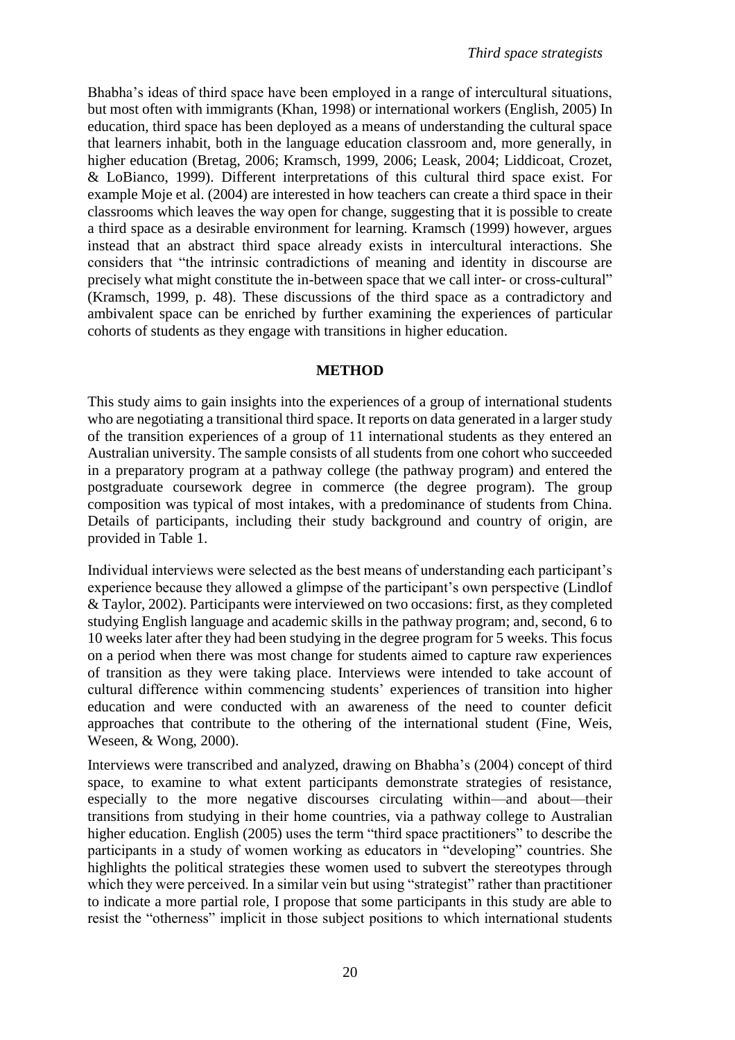Bhabha's ideas of third space have been employed in a range of intercultural situations, but most often with immigrants (Khan, 1998) or international workers (English, 2005) In education, third space has been deployed as a means of understanding the cultural space that learners inhabit, both in the language education classroom and, more generally, in higher education (Bretag, 2006; Kramsch, 1999, 2006; Leask, 2004; Liddicoat, Crozet, & LoBianco, 1999). Different interpretations of this cultural third space exist. For example Moje et al. (2004) are interested in how teachers can create a third space in their classrooms which leaves the way open for change, suggesting that it is possible to create a third space as a desirable environment for learning. Kramsch (1999) however, argues instead that an abstract third space already exists in intercultural interactions. She considers that "the intrinsic contradictions of meaning and identity in discourse are precisely what might constitute the in-between space that we call inter- or cross-cultural" (Kramsch, 1999, p. 48). These discussions of the third space as a contradictory and ambivalent space can be enriched by further examining the experiences of particular cohorts of students as they engage with transitions in higher education.

## METHOD

This study aims to gain insights into the experiences of a group of international students who are negotiating a transitional third space. It reports on data generated in a larger study of the transition experiences of a group of 11 international students as they entered an Australian university. The sample consists of all students from one cohort who succeeded in a preparatory program at a pathway college (the pathway program) and entered the postgraduate coursework degree in commerce (the degree program). The group composition was typical of most intakes, with a predominance of students from China. Details of participants, including their study background and country of origin, are provided in Table 1.

Individual interviews were selected as the best means of understanding each participant's experience because they allowed a glimpse of the participant's own perspective (Lindlof & Taylor, 2002). Participants were interviewed on two occasions: first, as they completed studying English language and academic skills in the pathway program; and, second, 6 to 10 weeks later after they had been studying in the degree program for 5 weeks. This focus on a period when there was most change for students aimed to capture raw experiences of transition as they were taking place. Interviews were intended to take account of cultural difference within commencing students' experiences of transition into higher education and were conducted with an awareness of the need to counter deficit approaches that contribute to the othering of the international student (Fine, Weis, Weseen, & Wong, 2000).

Interviews were transcribed and analyzed, drawing on Bhabha's (2004) concept of third space, to examine to what extent participants demonstrate strategies of resistance, especially to the more negative discourses circulating within—and about—their transitions from studying in their home countries, via a pathway college to Australian higher education. English (2005) uses the term "third space practitioners" to describe the participants in a study of women working as educators in "developing" countries. She highlights the political strategies these women used to subvert the stereotypes through which they were perceived. In a similar vein but using "strategist" rather than practitioner to indicate a more partial role, I propose that some participants in this study are able to resist the "otherness" implicit in those subject positions to which international students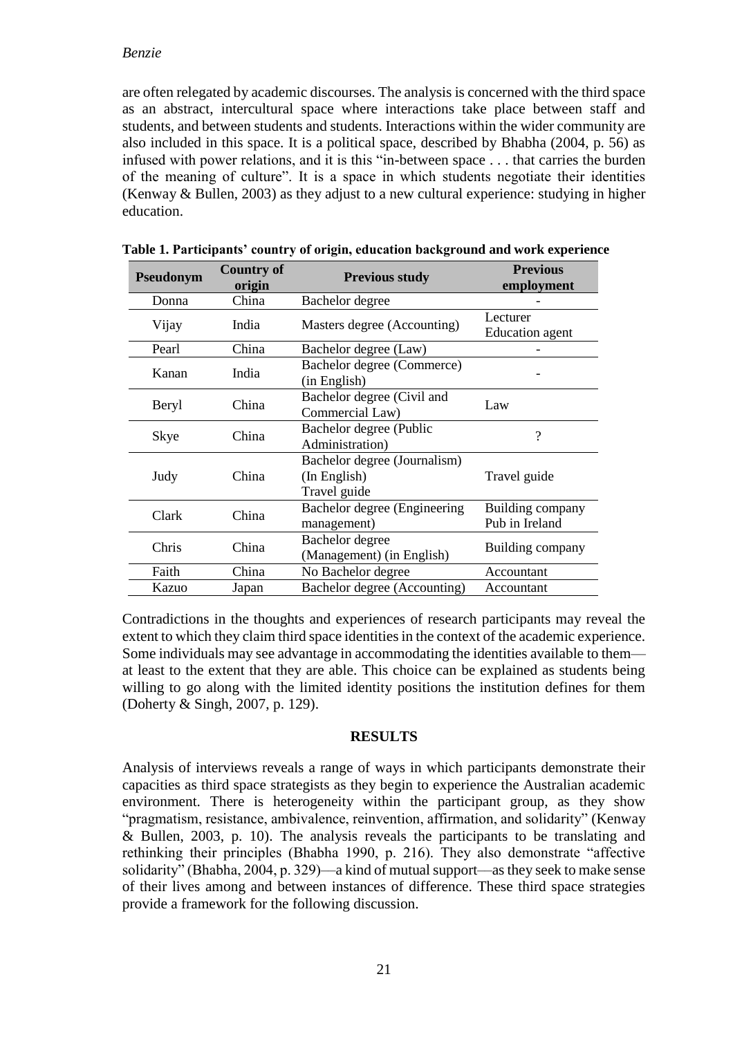are often relegated by academic discourses. The analysis is concerned with the third space as an abstract, intercultural space where interactions take place between staff and students, and between students and students. Interactions within the wider community are also included in this space. It is a political space, described by Bhabha (2004, p. 56) as infused with power relations, and it is this "in-between space . . . that carries the burden of the meaning of culture". It is a space in which students negotiate their identities (Kenway & Bullen, 2003) as they adjust to a new cultural experience: studying in higher education.

**Table 1. Participants' country of origin, education background and work experience**

| Pseudonym | Country of origin | Previous study | Previous employment |
|---|---|---|---|
| Donna | China | Bachelor degree | - |
| Vijay | India | Masters degree (Accounting) | Lecturer<br>Education agent |
| Pearl | China | Bachelor degree (Law) | - |
| Kanan | India | Bachelor degree (Commerce) (in English) | - |
| Beryl | China | Bachelor degree (Civil and Commercial Law) | Law |
| Skye | China | Bachelor degree (Public Administration) | ? |
| Judy | China | Bachelor degree (Journalism) (In English)<br>Travel guide | Travel guide |
| Clark | China | Bachelor degree (Engineering management) | Building company<br>Pub in Ireland |
| Chris | China | Bachelor degree (Management) (in English) | Building company |
| Faith | China | No Bachelor degree | Accountant |
| Kazuo | Japan | Bachelor degree (Accounting) | Accountant |

Contradictions in the thoughts and experiences of research participants may reveal the extent to which they claim third space identities in the context of the academic experience. Some individuals may see advantage in accommodating the identities available to them—at least to the extent that they are able. This choice can be explained as students being willing to go along with the limited identity positions the institution defines for them (Doherty & Singh, 2007, p. 129).

## RESULTS

Analysis of interviews reveals a range of ways in which participants demonstrate their capacities as third space strategists as they begin to experience the Australian academic environment. There is heterogeneity within the participant group, as they show "pragmatism, resistance, ambivalence, reinvention, affirmation, and solidarity" (Kenway & Bullen, 2003, p. 10). The analysis reveals the participants to be translating and rethinking their principles (Bhabha 1990, p. 216). They also demonstrate "affective solidarity" (Bhabha, 2004, p. 329)—a kind of mutual support—as they seek to make sense of their lives among and between instances of difference. These third space strategies provide a framework for the following discussion.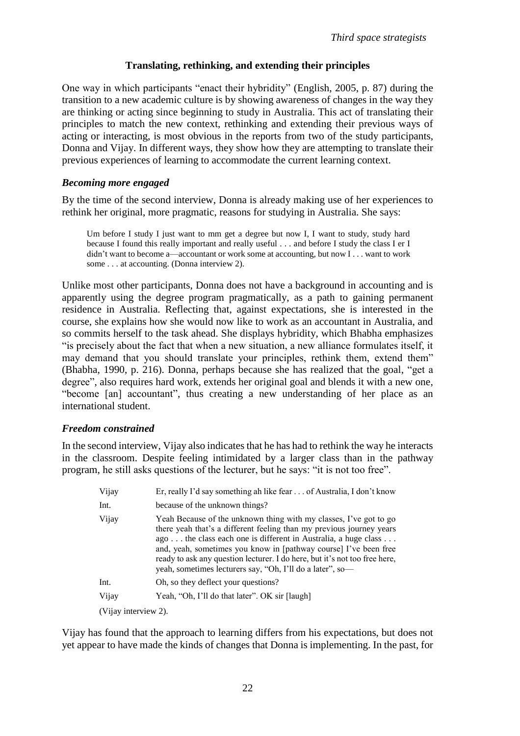### Translating, rethinking, and extending their principles

One way in which participants "enact their hybridity" (English, 2005, p. 87) during the transition to a new academic culture is by showing awareness of changes in the way they are thinking or acting since beginning to study in Australia. This act of translating their principles to match the new context, rethinking and extending their previous ways of acting or interacting, is most obvious in the reports from two of the study participants, Donna and Vijay. In different ways, they show how they are attempting to translate their previous experiences of learning to accommodate the current learning context.

#### *Becoming more engaged*

By the time of the second interview, Donna is already making use of her experiences to rethink her original, more pragmatic, reasons for studying in Australia. She says:

> Um before I study I just want to mm get a degree but now I, I want to study, study hard because I found this really important and really useful . . . and before I study the class I er I didn't want to become a—accountant or work some at accounting, but now I . . . want to work some . . . at accounting. (Donna interview 2).

Unlike most other participants, Donna does not have a background in accounting and is apparently using the degree program pragmatically, as a path to gaining permanent residence in Australia. Reflecting that, against expectations, she is interested in the course, she explains how she would now like to work as an accountant in Australia, and so commits herself to the task ahead. She displays hybridity, which Bhabha emphasizes "is precisely about the fact that when a new situation, a new alliance formulates itself, it may demand that you should translate your principles, rethink them, extend them" (Bhabha, 1990, p. 216). Donna, perhaps because she has realized that the goal, "get a degree", also requires hard work, extends her original goal and blends it with a new one, "become [an] accountant", thus creating a new understanding of her place as an international student.

#### *Freedom constrained*

In the second interview, Vijay also indicates that he has had to rethink the way he interacts in the classroom. Despite feeling intimidated by a larger class than in the pathway program, he still asks questions of the lecturer, but he says: "it is not too free".

> Vijay: Er, really I'd say something ah like fear . . . of Australia, I don't know
>
> Int.: because of the unknown things?
>
> Vijay: Yeah Because of the unknown thing with my classes, I've got to go there yeah that's a different feeling than my previous journey years ago . . . the class each one is different in Australia, a huge class . . . and, yeah, sometimes you know in [pathway course] I've been free ready to ask any question lecturer. I do here, but it's not too free here, yeah, sometimes lecturers say, "Oh, I'll do a later", so—
>
> Int.: Oh, so they deflect your questions?
>
> Vijay: Yeah, "Oh, I'll do that later". OK sir [laugh]
>
> (Vijay interview 2).

Vijay has found that the approach to learning differs from his expectations, but does not yet appear to have made the kinds of changes that Donna is implementing. In the past, for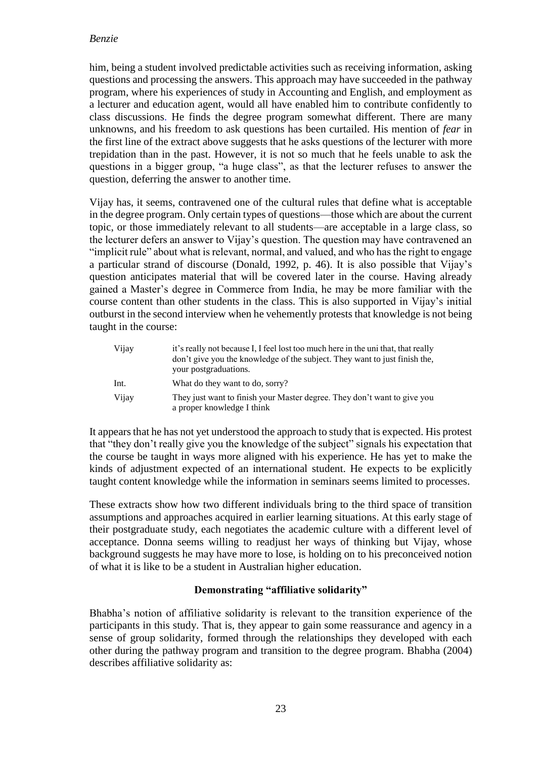him, being a student involved predictable activities such as receiving information, asking questions and processing the answers. This approach may have succeeded in the pathway program, where his experiences of study in Accounting and English, and employment as a lecturer and education agent, would all have enabled him to contribute confidently to class discussions. He finds the degree program somewhat different. There are many unknowns, and his freedom to ask questions has been curtailed. His mention of *fear* in the first line of the extract above suggests that he asks questions of the lecturer with more trepidation than in the past. However, it is not so much that he feels unable to ask the questions in a bigger group, "a huge class", as that the lecturer refuses to answer the question, deferring the answer to another time.

Vijay has, it seems, contravened one of the cultural rules that define what is acceptable in the degree program. Only certain types of questions—those which are about the current topic, or those immediately relevant to all students—are acceptable in a large class, so the lecturer defers an answer to Vijay's question. The question may have contravened an "implicit rule" about what is relevant, normal, and valued, and who has the right to engage a particular strand of discourse (Donald, 1992, p. 46). It is also possible that Vijay's question anticipates material that will be covered later in the course. Having already gained a Master's degree in Commerce from India, he may be more familiar with the course content than other students in the class. This is also supported in Vijay's initial outburst in the second interview when he vehemently protests that knowledge is not being taught in the course:

| | |
|---|---|
| Vijay | it's really not because I, I feel lost too much here in the uni that, that really don't give you the knowledge of the subject. They want to just finish the, your postgraduations. |
| Int. | What do they want to do, sorry? |
| Vijay | They just want to finish your Master degree. They don't want to give you a proper knowledge I think |

It appears that he has not yet understood the approach to study that is expected. His protest that "they don't really give you the knowledge of the subject" signals his expectation that the course be taught in ways more aligned with his experience. He has yet to make the kinds of adjustment expected of an international student. He expects to be explicitly taught content knowledge while the information in seminars seems limited to processes.

These extracts show how two different individuals bring to the third space of transition assumptions and approaches acquired in earlier learning situations. At this early stage of their postgraduate study, each negotiates the academic culture with a different level of acceptance. Donna seems willing to readjust her ways of thinking but Vijay, whose background suggests he may have more to lose, is holding on to his preconceived notion of what it is like to be a student in Australian higher education.

## Demonstrating "affiliative solidarity"

Bhabha's notion of affiliative solidarity is relevant to the transition experience of the participants in this study. That is, they appear to gain some reassurance and agency in a sense of group solidarity, formed through the relationships they developed with each other during the pathway program and transition to the degree program. Bhabha (2004) describes affiliative solidarity as: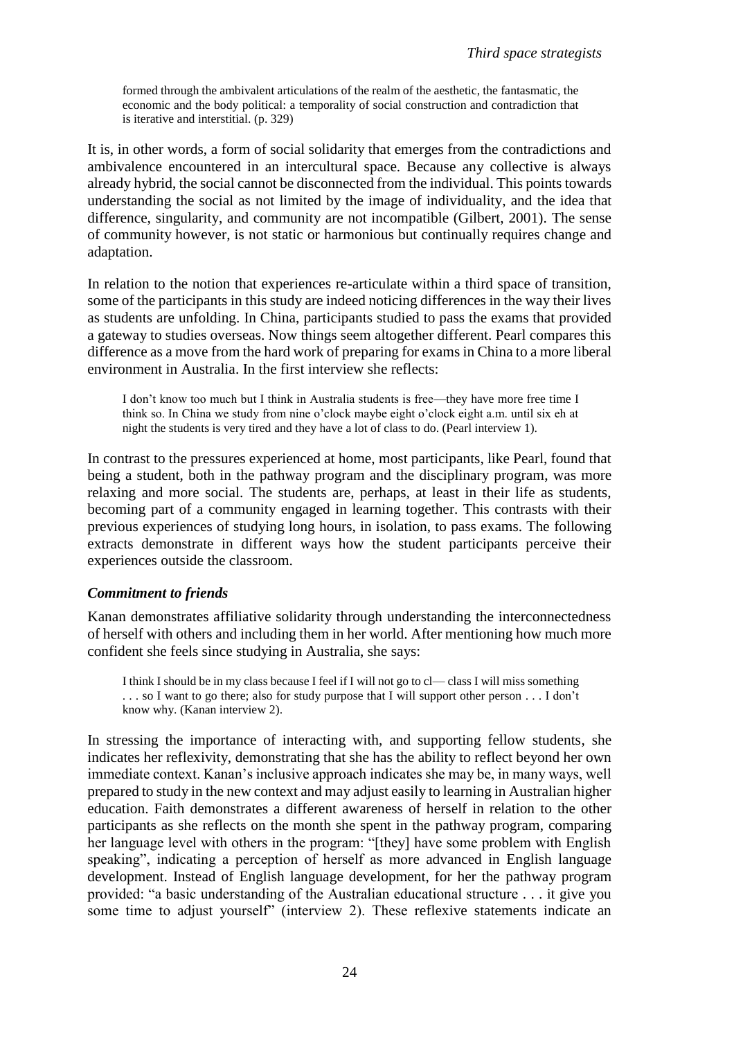> formed through the ambivalent articulations of the realm of the aesthetic, the fantasmatic, the economic and the body political: a temporality of social construction and contradiction that is iterative and interstitial. (p. 329)

It is, in other words, a form of social solidarity that emerges from the contradictions and ambivalence encountered in an intercultural space. Because any collective is always already hybrid, the social cannot be disconnected from the individual. This points towards understanding the social as not limited by the image of individuality, and the idea that difference, singularity, and community are not incompatible (Gilbert, 2001). The sense of community however, is not static or harmonious but continually requires change and adaptation.

In relation to the notion that experiences re-articulate within a third space of transition, some of the participants in this study are indeed noticing differences in the way their lives as students are unfolding. In China, participants studied to pass the exams that provided a gateway to studies overseas. Now things seem altogether different. Pearl compares this difference as a move from the hard work of preparing for exams in China to a more liberal environment in Australia. In the first interview she reflects:

> I don't know too much but I think in Australia students is free—they have more free time I think so. In China we study from nine o'clock maybe eight o'clock eight a.m. until six eh at night the students is very tired and they have a lot of class to do. (Pearl interview 1).

In contrast to the pressures experienced at home, most participants, like Pearl, found that being a student, both in the pathway program and the disciplinary program, was more relaxing and more social. The students are, perhaps, at least in their life as students, becoming part of a community engaged in learning together. This contrasts with their previous experiences of studying long hours, in isolation, to pass exams. The following extracts demonstrate in different ways how the student participants perceive their experiences outside the classroom.

### *Commitment to friends*

Kanan demonstrates affiliative solidarity through understanding the interconnectedness of herself with others and including them in her world. After mentioning how much more confident she feels since studying in Australia, she says:

> I think I should be in my class because I feel if I will not go to cl— class I will miss something . . . so I want to go there; also for study purpose that I will support other person . . . I don't know why. (Kanan interview 2).

In stressing the importance of interacting with, and supporting fellow students, she indicates her reflexivity, demonstrating that she has the ability to reflect beyond her own immediate context. Kanan's inclusive approach indicates she may be, in many ways, well prepared to study in the new context and may adjust easily to learning in Australian higher education. Faith demonstrates a different awareness of herself in relation to the other participants as she reflects on the month she spent in the pathway program, comparing her language level with others in the program: "[they] have some problem with English speaking", indicating a perception of herself as more advanced in English language development. Instead of English language development, for her the pathway program provided: "a basic understanding of the Australian educational structure . . . it give you some time to adjust yourself" (interview 2). These reflexive statements indicate an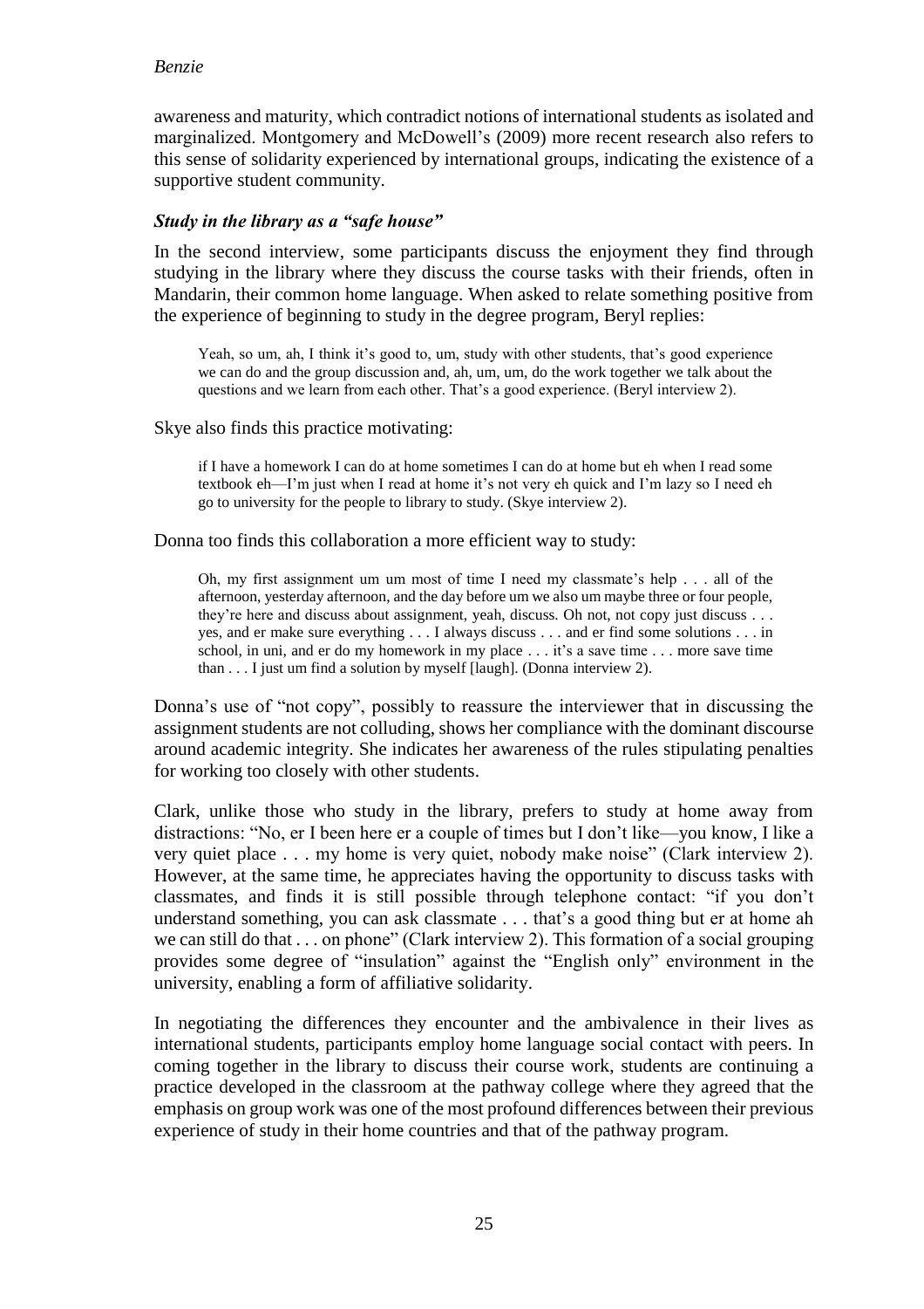awareness and maturity, which contradict notions of international students as isolated and marginalized. Montgomery and McDowell's (2009) more recent research also refers to this sense of solidarity experienced by international groups, indicating the existence of a supportive student community.

### *Study in the library as a "safe house"*

In the second interview, some participants discuss the enjoyment they find through studying in the library where they discuss the course tasks with their friends, often in Mandarin, their common home language. When asked to relate something positive from the experience of beginning to study in the degree program, Beryl replies:

> Yeah, so um, ah, I think it's good to, um, study with other students, that's good experience we can do and the group discussion and, ah, um, um, do the work together we talk about the questions and we learn from each other. That's a good experience. (Beryl interview 2).

Skye also finds this practice motivating:

> if I have a homework I can do at home sometimes I can do at home but eh when I read some textbook eh—I'm just when I read at home it's not very eh quick and I'm lazy so I need eh go to university for the people to library to study. (Skye interview 2).

Donna too finds this collaboration a more efficient way to study:

> Oh, my first assignment um um most of time I need my classmate's help . . . all of the afternoon, yesterday afternoon, and the day before um we also um maybe three or four people, they're here and discuss about assignment, yeah, discuss. Oh not, not copy just discuss . . . yes, and er make sure everything . . . I always discuss . . . and er find some solutions . . . in school, in uni, and er do my homework in my place . . . it's a save time . . . more save time than . . . I just um find a solution by myself [laugh]. (Donna interview 2).

Donna's use of "not copy", possibly to reassure the interviewer that in discussing the assignment students are not colluding, shows her compliance with the dominant discourse around academic integrity. She indicates her awareness of the rules stipulating penalties for working too closely with other students.

Clark, unlike those who study in the library, prefers to study at home away from distractions: "No, er I been here er a couple of times but I don't like—you know, I like a very quiet place . . . my home is very quiet, nobody make noise" (Clark interview 2). However, at the same time, he appreciates having the opportunity to discuss tasks with classmates, and finds it is still possible through telephone contact: "if you don't understand something, you can ask classmate . . . that's a good thing but er at home ah we can still do that . . . on phone" (Clark interview 2). This formation of a social grouping provides some degree of "insulation" against the "English only" environment in the university, enabling a form of affiliative solidarity.

In negotiating the differences they encounter and the ambivalence in their lives as international students, participants employ home language social contact with peers. In coming together in the library to discuss their course work, students are continuing a practice developed in the classroom at the pathway college where they agreed that the emphasis on group work was one of the most profound differences between their previous experience of study in their home countries and that of the pathway program.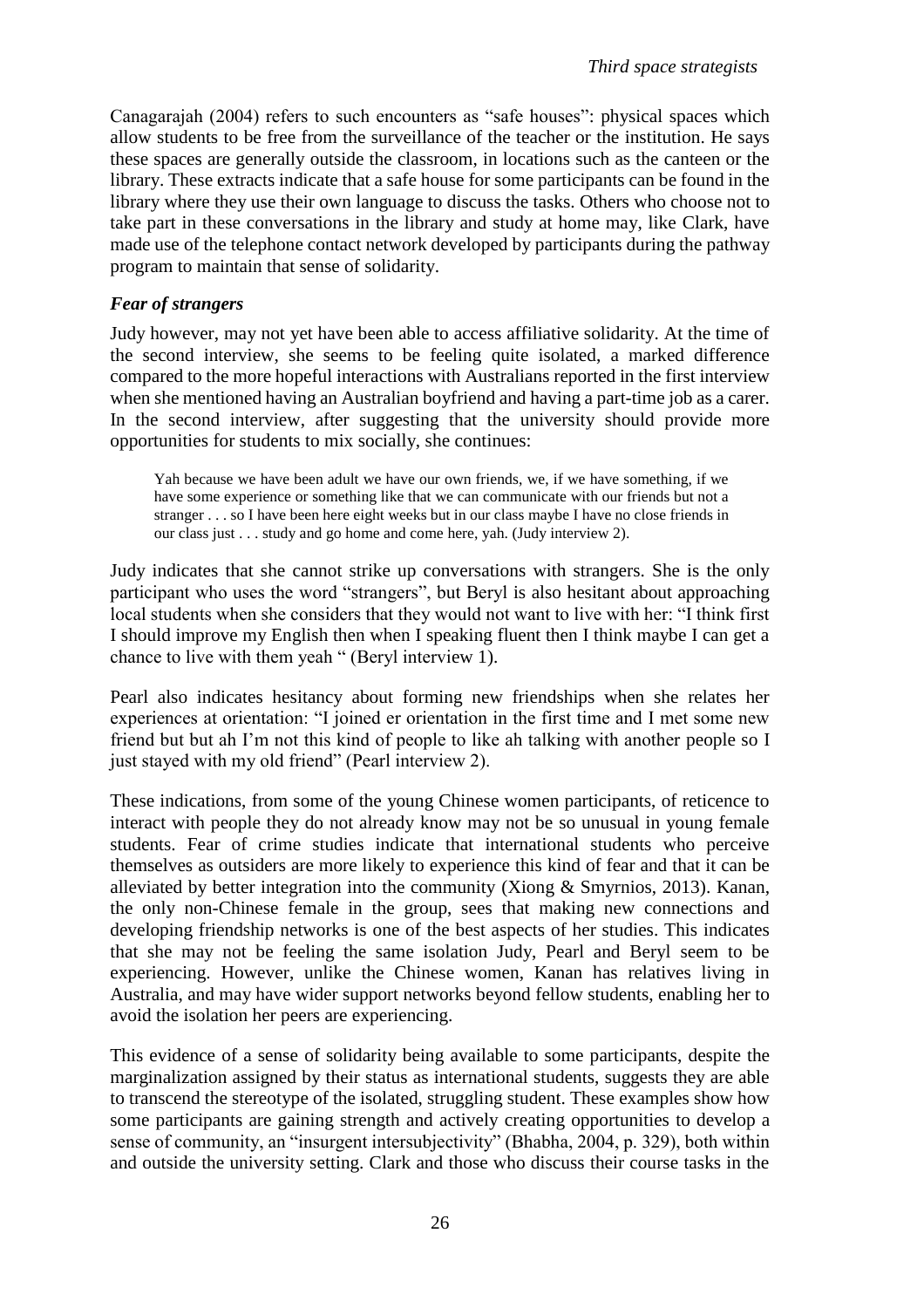Canagarajah (2004) refers to such encounters as "safe houses": physical spaces which allow students to be free from the surveillance of the teacher or the institution. He says these spaces are generally outside the classroom, in locations such as the canteen or the library. These extracts indicate that a safe house for some participants can be found in the library where they use their own language to discuss the tasks. Others who choose not to take part in these conversations in the library and study at home may, like Clark, have made use of the telephone contact network developed by participants during the pathway program to maintain that sense of solidarity.

### *Fear of strangers*

Judy however, may not yet have been able to access affiliative solidarity. At the time of the second interview, she seems to be feeling quite isolated, a marked difference compared to the more hopeful interactions with Australians reported in the first interview when she mentioned having an Australian boyfriend and having a part-time job as a carer. In the second interview, after suggesting that the university should provide more opportunities for students to mix socially, she continues:

> Yah because we have been adult we have our own friends, we, if we have something, if we have some experience or something like that we can communicate with our friends but not a stranger . . . so I have been here eight weeks but in our class maybe I have no close friends in our class just . . . study and go home and come here, yah. (Judy interview 2).

Judy indicates that she cannot strike up conversations with strangers. She is the only participant who uses the word "strangers", but Beryl is also hesitant about approaching local students when she considers that they would not want to live with her: "I think first I should improve my English then when I speaking fluent then I think maybe I can get a chance to live with them yeah " (Beryl interview 1).

Pearl also indicates hesitancy about forming new friendships when she relates her experiences at orientation: "I joined er orientation in the first time and I met some new friend but but ah I'm not this kind of people to like ah talking with another people so I just stayed with my old friend" (Pearl interview 2).

These indications, from some of the young Chinese women participants, of reticence to interact with people they do not already know may not be so unusual in young female students. Fear of crime studies indicate that international students who perceive themselves as outsiders are more likely to experience this kind of fear and that it can be alleviated by better integration into the community (Xiong & Smyrnios, 2013). Kanan, the only non-Chinese female in the group, sees that making new connections and developing friendship networks is one of the best aspects of her studies. This indicates that she may not be feeling the same isolation Judy, Pearl and Beryl seem to be experiencing. However, unlike the Chinese women, Kanan has relatives living in Australia, and may have wider support networks beyond fellow students, enabling her to avoid the isolation her peers are experiencing.

This evidence of a sense of solidarity being available to some participants, despite the marginalization assigned by their status as international students, suggests they are able to transcend the stereotype of the isolated, struggling student. These examples show how some participants are gaining strength and actively creating opportunities to develop a sense of community, an "insurgent intersubjectivity" (Bhabha, 2004, p. 329), both within and outside the university setting. Clark and those who discuss their course tasks in the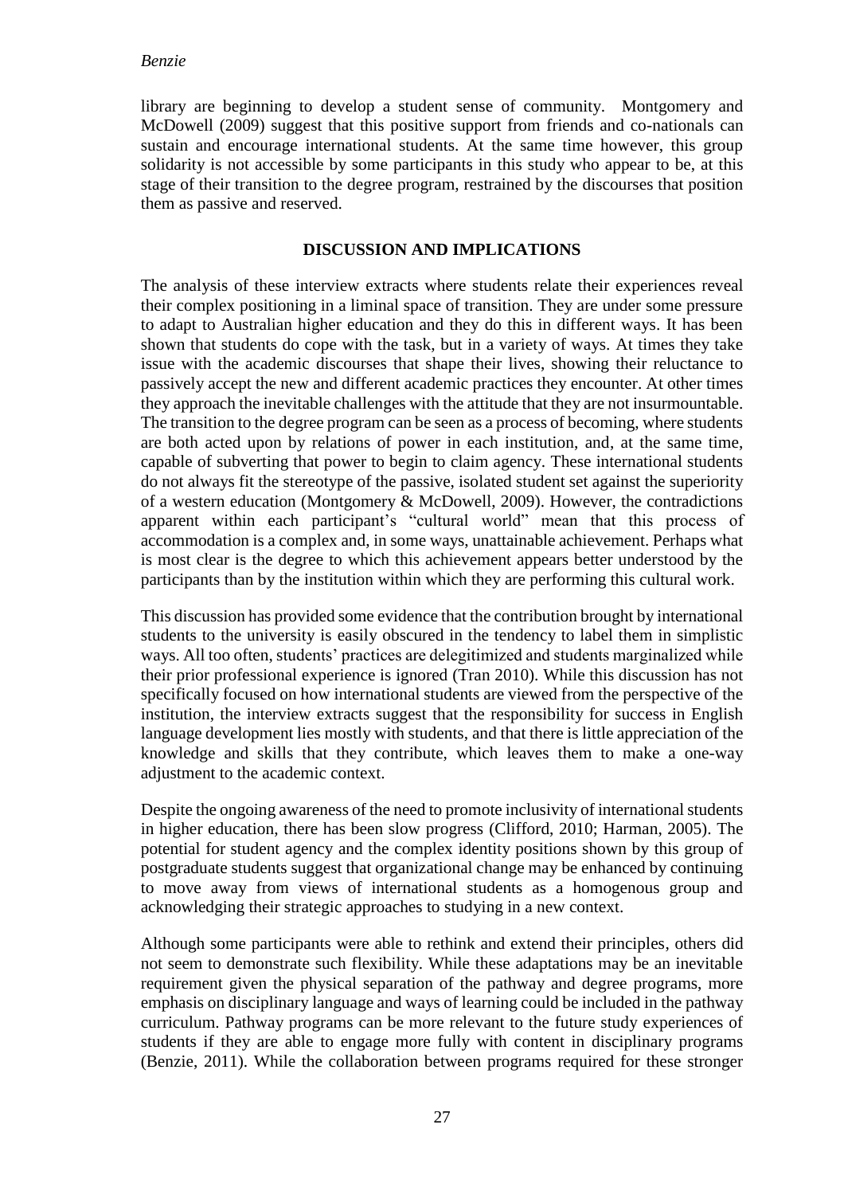library are beginning to develop a student sense of community. Montgomery and McDowell (2009) suggest that this positive support from friends and co-nationals can sustain and encourage international students. At the same time however, this group solidarity is not accessible by some participants in this study who appear to be, at this stage of their transition to the degree program, restrained by the discourses that position them as passive and reserved.

## DISCUSSION AND IMPLICATIONS

The analysis of these interview extracts where students relate their experiences reveal their complex positioning in a liminal space of transition. They are under some pressure to adapt to Australian higher education and they do this in different ways. It has been shown that students do cope with the task, but in a variety of ways. At times they take issue with the academic discourses that shape their lives, showing their reluctance to passively accept the new and different academic practices they encounter. At other times they approach the inevitable challenges with the attitude that they are not insurmountable. The transition to the degree program can be seen as a process of becoming, where students are both acted upon by relations of power in each institution, and, at the same time, capable of subverting that power to begin to claim agency. These international students do not always fit the stereotype of the passive, isolated student set against the superiority of a western education (Montgomery & McDowell, 2009). However, the contradictions apparent within each participant's "cultural world" mean that this process of accommodation is a complex and, in some ways, unattainable achievement. Perhaps what is most clear is the degree to which this achievement appears better understood by the participants than by the institution within which they are performing this cultural work.

This discussion has provided some evidence that the contribution brought by international students to the university is easily obscured in the tendency to label them in simplistic ways. All too often, students' practices are delegitimized and students marginalized while their prior professional experience is ignored (Tran 2010). While this discussion has not specifically focused on how international students are viewed from the perspective of the institution, the interview extracts suggest that the responsibility for success in English language development lies mostly with students, and that there is little appreciation of the knowledge and skills that they contribute, which leaves them to make a one-way adjustment to the academic context.

Despite the ongoing awareness of the need to promote inclusivity of international students in higher education, there has been slow progress (Clifford, 2010; Harman, 2005). The potential for student agency and the complex identity positions shown by this group of postgraduate students suggest that organizational change may be enhanced by continuing to move away from views of international students as a homogenous group and acknowledging their strategic approaches to studying in a new context.

Although some participants were able to rethink and extend their principles, others did not seem to demonstrate such flexibility. While these adaptations may be an inevitable requirement given the physical separation of the pathway and degree programs, more emphasis on disciplinary language and ways of learning could be included in the pathway curriculum. Pathway programs can be more relevant to the future study experiences of students if they are able to engage more fully with content in disciplinary programs (Benzie, 2011). While the collaboration between programs required for these stronger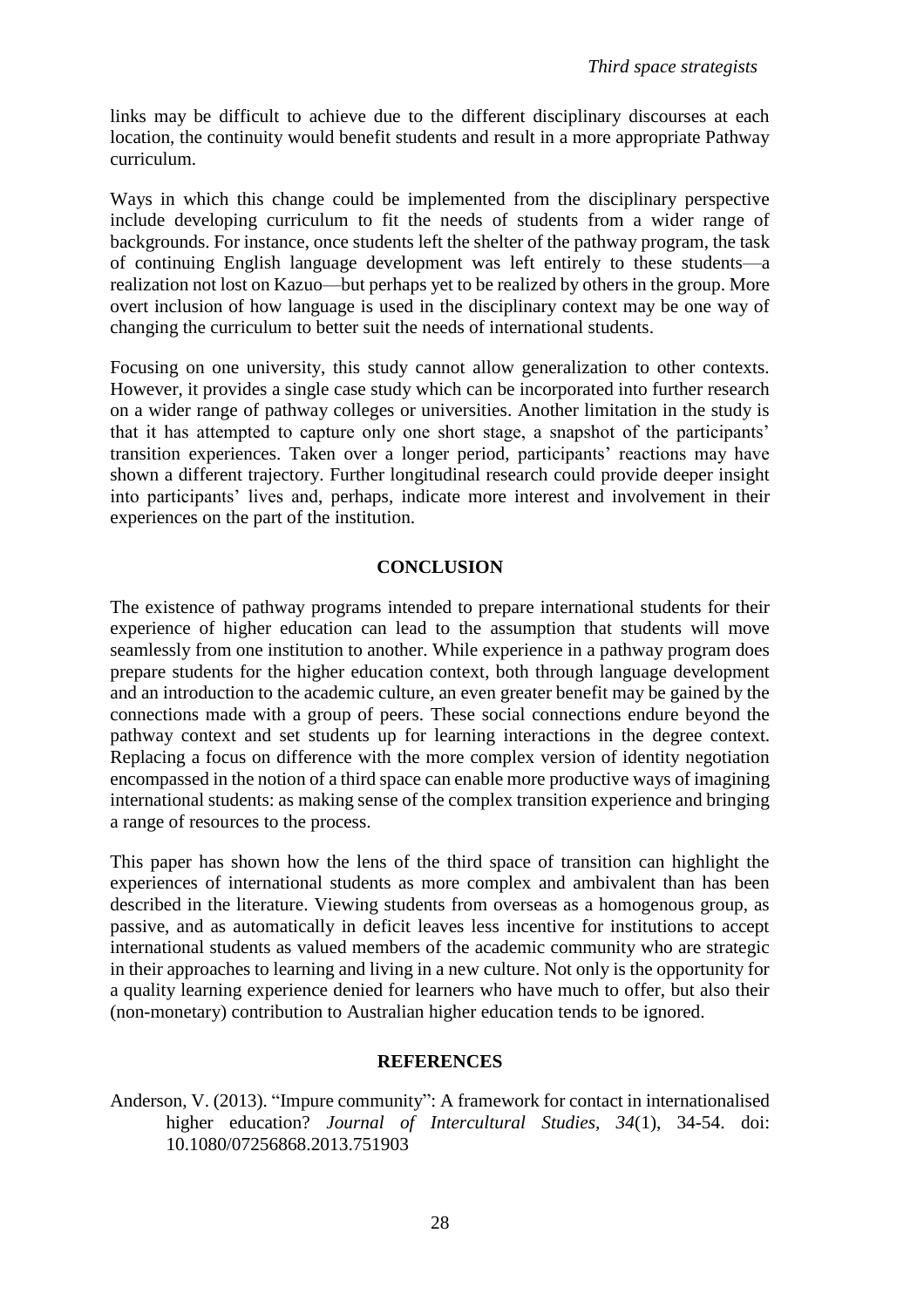links may be difficult to achieve due to the different disciplinary discourses at each location, the continuity would benefit students and result in a more appropriate Pathway curriculum.

Ways in which this change could be implemented from the disciplinary perspective include developing curriculum to fit the needs of students from a wider range of backgrounds. For instance, once students left the shelter of the pathway program, the task of continuing English language development was left entirely to these students—a realization not lost on Kazuo—but perhaps yet to be realized by others in the group. More overt inclusion of how language is used in the disciplinary context may be one way of changing the curriculum to better suit the needs of international students.

Focusing on one university, this study cannot allow generalization to other contexts. However, it provides a single case study which can be incorporated into further research on a wider range of pathway colleges or universities. Another limitation in the study is that it has attempted to capture only one short stage, a snapshot of the participants' transition experiences. Taken over a longer period, participants' reactions may have shown a different trajectory. Further longitudinal research could provide deeper insight into participants' lives and, perhaps, indicate more interest and involvement in their experiences on the part of the institution.

## CONCLUSION

The existence of pathway programs intended to prepare international students for their experience of higher education can lead to the assumption that students will move seamlessly from one institution to another. While experience in a pathway program does prepare students for the higher education context, both through language development and an introduction to the academic culture, an even greater benefit may be gained by the connections made with a group of peers. These social connections endure beyond the pathway context and set students up for learning interactions in the degree context. Replacing a focus on difference with the more complex version of identity negotiation encompassed in the notion of a third space can enable more productive ways of imagining international students: as making sense of the complex transition experience and bringing a range of resources to the process.

This paper has shown how the lens of the third space of transition can highlight the experiences of international students as more complex and ambivalent than has been described in the literature. Viewing students from overseas as a homogenous group, as passive, and as automatically in deficit leaves less incentive for institutions to accept international students as valued members of the academic community who are strategic in their approaches to learning and living in a new culture. Not only is the opportunity for a quality learning experience denied for learners who have much to offer, but also their (non-monetary) contribution to Australian higher education tends to be ignored.

## REFERENCES

Anderson, V. (2013). "Impure community": A framework for contact in internationalised higher education? *Journal of Intercultural Studies, 34*(1), 34-54. doi: 10.1080/07256868.2013.751903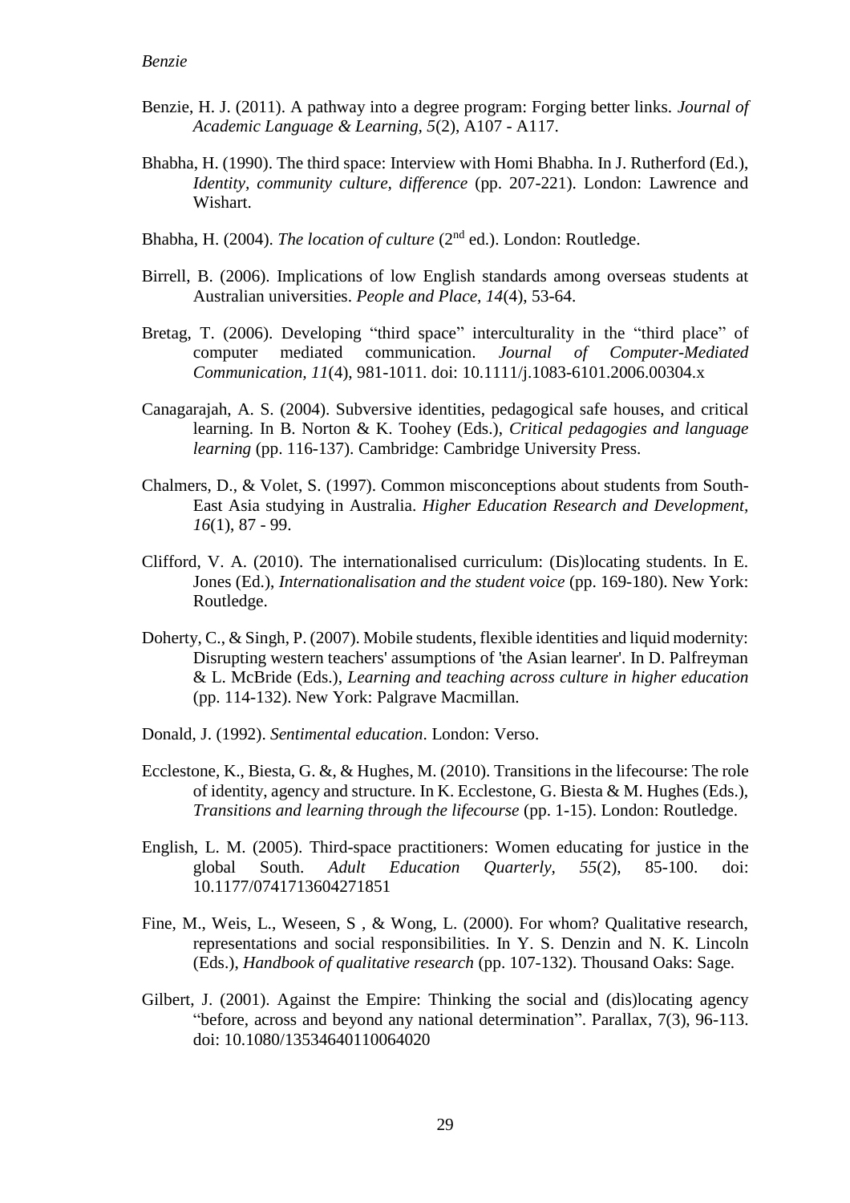Benzie, H. J. (2011). A pathway into a degree program: Forging better links. *Journal of Academic Language & Learning, 5*(2), A107 - A117.

Bhabha, H. (1990). The third space: Interview with Homi Bhabha. In J. Rutherford (Ed.), *Identity, community culture, difference* (pp. 207-221). London: Lawrence and Wishart.

Bhabha, H. (2004). *The location of culture* (2nd ed.). London: Routledge.

Birrell, B. (2006). Implications of low English standards among overseas students at Australian universities. *People and Place, 14*(4), 53-64.

Bretag, T. (2006). Developing "third space" interculturality in the "third place" of computer mediated communication. *Journal of Computer-Mediated Communication, 11*(4), 981-1011. doi: 10.1111/j.1083-6101.2006.00304.x

Canagarajah, A. S. (2004). Subversive identities, pedagogical safe houses, and critical learning. In B. Norton & K. Toohey (Eds.), *Critical pedagogies and language learning* (pp. 116-137). Cambridge: Cambridge University Press.

Chalmers, D., & Volet, S. (1997). Common misconceptions about students from South-East Asia studying in Australia. *Higher Education Research and Development, 16*(1), 87 - 99.

Clifford, V. A. (2010). The internationalised curriculum: (Dis)locating students. In E. Jones (Ed.), *Internationalisation and the student voice* (pp. 169-180). New York: Routledge.

Doherty, C., & Singh, P. (2007). Mobile students, flexible identities and liquid modernity: Disrupting western teachers' assumptions of 'the Asian learner'. In D. Palfreyman & L. McBride (Eds.), *Learning and teaching across culture in higher education* (pp. 114-132). New York: Palgrave Macmillan.

Donald, J. (1992). *Sentimental education*. London: Verso.

Ecclestone, K., Biesta, G. &, & Hughes, M. (2010). Transitions in the lifecourse: The role of identity, agency and structure. In K. Ecclestone, G. Biesta & M. Hughes (Eds.), *Transitions and learning through the lifecourse* (pp. 1-15). London: Routledge.

English, L. M. (2005). Third-space practitioners: Women educating for justice in the global South. *Adult Education Quarterly, 55*(2), 85-100. doi: 10.1177/0741713604271851

Fine, M., Weis, L., Weseen, S , & Wong, L. (2000). For whom? Qualitative research, representations and social responsibilities. In Y. S. Denzin and N. K. Lincoln (Eds.), *Handbook of qualitative research* (pp. 107-132). Thousand Oaks: Sage.

Gilbert, J. (2001). Against the Empire: Thinking the social and (dis)locating agency "before, across and beyond any national determination". Parallax, 7(3), 96-113. doi: 10.1080/13534640110064020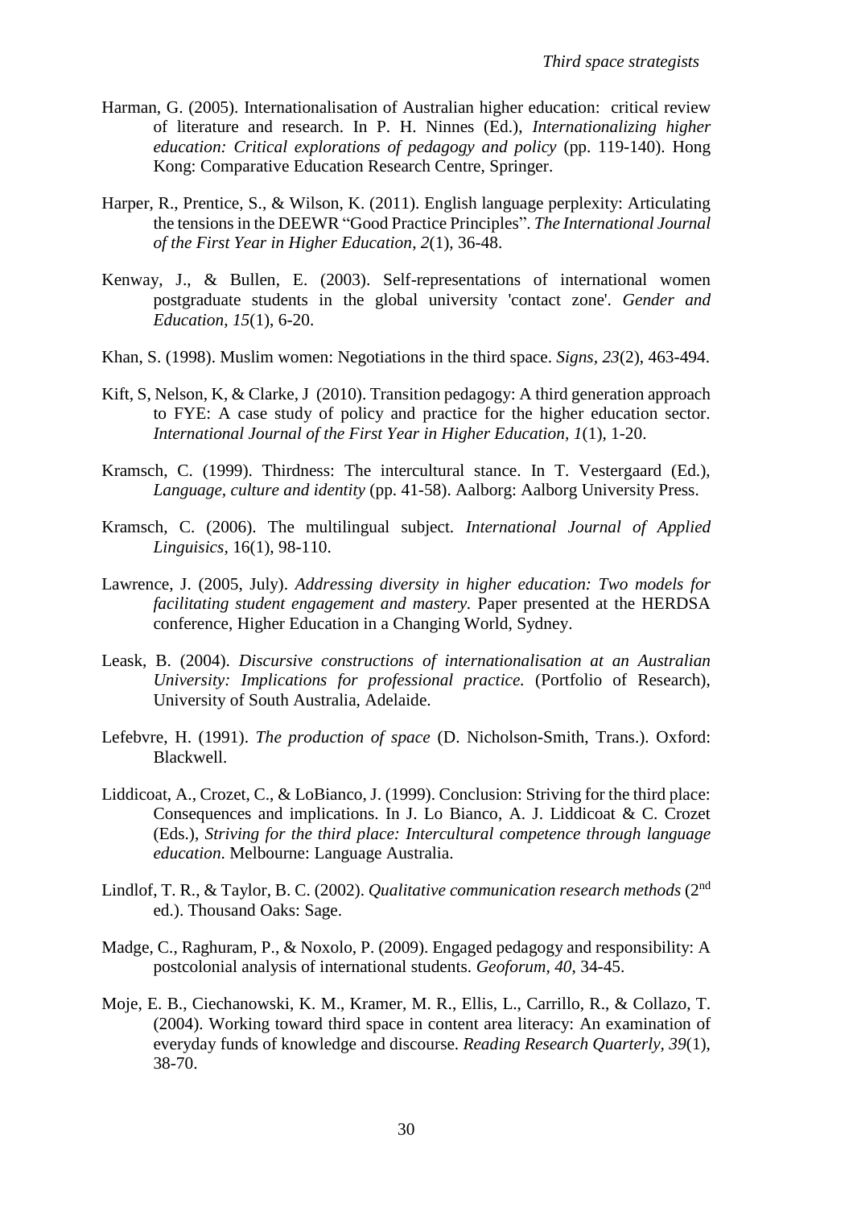Harman, G. (2005). Internationalisation of Australian higher education: critical review of literature and research. In P. H. Ninnes (Ed.), *Internationalizing higher education: Critical explorations of pedagogy and policy* (pp. 119-140). Hong Kong: Comparative Education Research Centre, Springer.

Harper, R., Prentice, S., & Wilson, K. (2011). English language perplexity: Articulating the tensions in the DEEWR "Good Practice Principles". *The International Journal of the First Year in Higher Education*, *2*(1), 36-48.

Kenway, J., & Bullen, E. (2003). Self-representations of international women postgraduate students in the global university 'contact zone'. *Gender and Education*, *15*(1), 6-20.

Khan, S. (1998). Muslim women: Negotiations in the third space. *Signs*, *23*(2), 463-494.

Kift, S, Nelson, K, & Clarke, J (2010). Transition pedagogy: A third generation approach to FYE: A case study of policy and practice for the higher education sector. *International Journal of the First Year in Higher Education*, *1*(1), 1-20.

Kramsch, C. (1999). Thirdness: The intercultural stance. In T. Vestergaard (Ed.), *Language, culture and identity* (pp. 41-58). Aalborg: Aalborg University Press.

Kramsch, C. (2006). The multilingual subject. *International Journal of Applied Linguisics*, 16(1), 98-110.

Lawrence, J. (2005, July). *Addressing diversity in higher education: Two models for facilitating student engagement and mastery.* Paper presented at the HERDSA conference, Higher Education in a Changing World, Sydney.

Leask, B. (2004). *Discursive constructions of internationalisation at an Australian University: Implications for professional practice.* (Portfolio of Research), University of South Australia, Adelaide.

Lefebvre, H. (1991). *The production of space* (D. Nicholson-Smith, Trans.). Oxford: Blackwell.

Liddicoat, A., Crozet, C., & LoBianco, J. (1999). Conclusion: Striving for the third place: Consequences and implications. In J. Lo Bianco, A. J. Liddicoat & C. Crozet (Eds.), *Striving for the third place: Intercultural competence through language education*. Melbourne: Language Australia.

Lindlof, T. R., & Taylor, B. C. (2002). *Qualitative communication research methods* (2nd ed.). Thousand Oaks: Sage.

Madge, C., Raghuram, P., & Noxolo, P. (2009). Engaged pedagogy and responsibility: A postcolonial analysis of international students. *Geoforum*, *40*, 34-45.

Moje, E. B., Ciechanowski, K. M., Kramer, M. R., Ellis, L., Carrillo, R., & Collazo, T. (2004). Working toward third space in content area literacy: An examination of everyday funds of knowledge and discourse. *Reading Research Quarterly*, *39*(1), 38-70.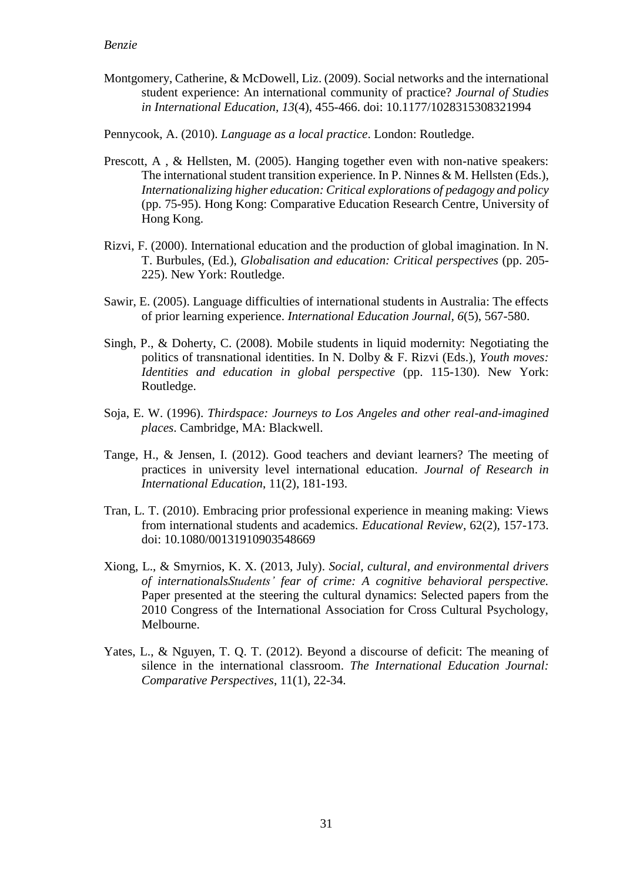Montgomery, Catherine, & McDowell, Liz. (2009). Social networks and the international student experience: An international community of practice? *Journal of Studies in International Education*, *13*(4), 455-466. doi: 10.1177/1028315308321994

Pennycook, A. (2010). *Language as a local practice*. London: Routledge.

Prescott, A , & Hellsten, M. (2005). Hanging together even with non-native speakers: The international student transition experience. In P. Ninnes & M. Hellsten (Eds.), *Internationalizing higher education: Critical explorations of pedagogy and policy* (pp. 75-95). Hong Kong: Comparative Education Research Centre, University of Hong Kong.

Rizvi, F. (2000). International education and the production of global imagination. In N. T. Burbules, (Ed.), *Globalisation and education: Critical perspectives* (pp. 205-225). New York: Routledge.

Sawir, E. (2005). Language difficulties of international students in Australia: The effects of prior learning experience. *International Education Journal*, *6*(5), 567-580.

Singh, P., & Doherty, C. (2008). Mobile students in liquid modernity: Negotiating the politics of transnational identities. In N. Dolby & F. Rizvi (Eds.), *Youth moves: Identities and education in global perspective* (pp. 115-130). New York: Routledge.

Soja, E. W. (1996). *Thirdspace: Journeys to Los Angeles and other real-and-imagined places*. Cambridge, MA: Blackwell.

Tange, H., & Jensen, I. (2012). Good teachers and deviant learners? The meeting of practices in university level international education. *Journal of Research in International Education*, 11(2), 181-193.

Tran, L. T. (2010). Embracing prior professional experience in meaning making: Views from international students and academics. *Educational Review*, 62(2), 157-173. doi: 10.1080/00131910903548669

Xiong, L., & Smyrnios, K. X. (2013, July). *Social, cultural, and environmental drivers of internationalsStudents' fear of crime: A cognitive behavioral perspective.* Paper presented at the steering the cultural dynamics: Selected papers from the 2010 Congress of the International Association for Cross Cultural Psychology, Melbourne.

Yates, L., & Nguyen, T. Q. T. (2012). Beyond a discourse of deficit: The meaning of silence in the international classroom. *The International Education Journal: Comparative Perspectives*, 11(1), 22-34.